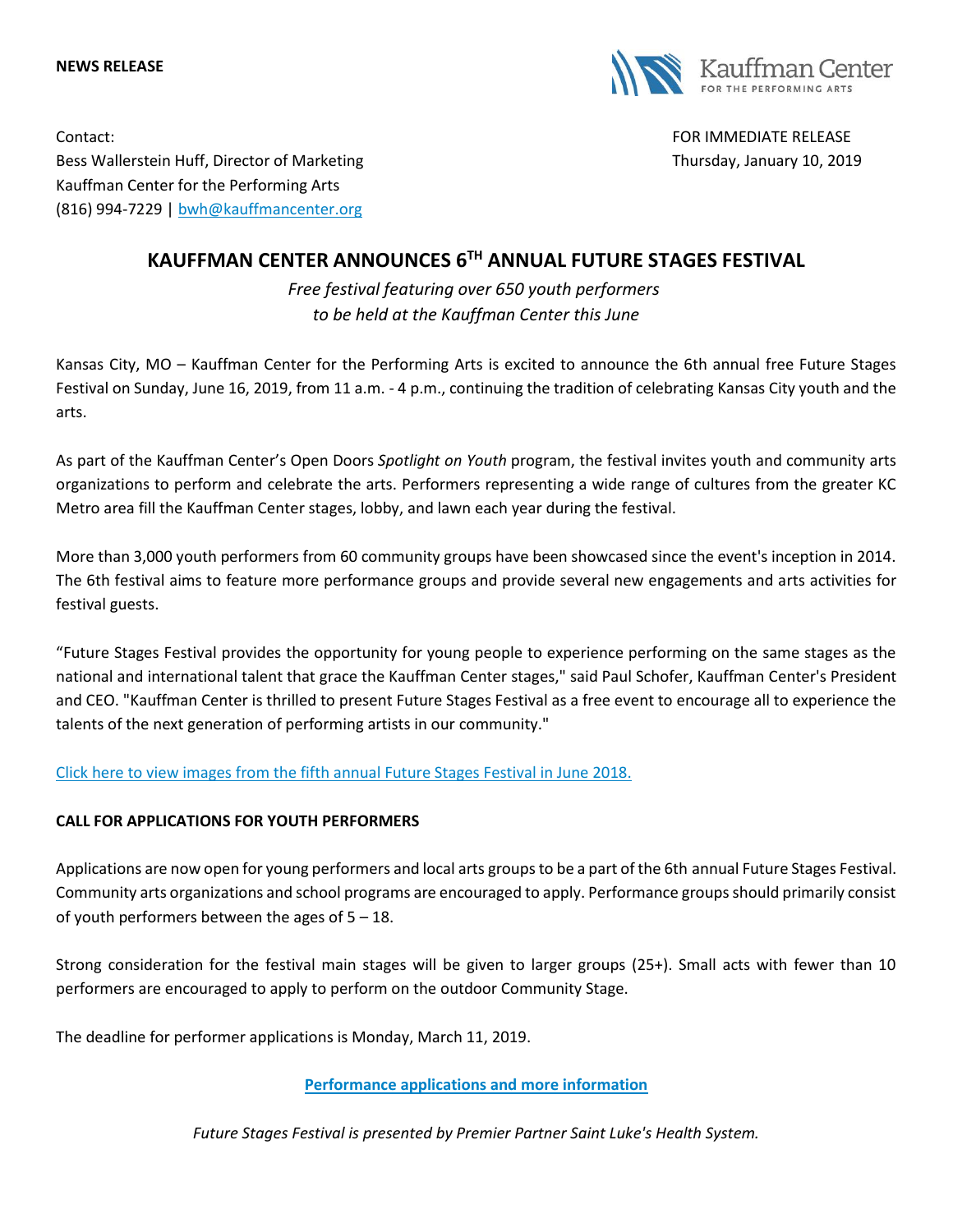**NEWS RELEASE**

Kauffman Center FOR THE PERFORMING ARTS

Contact:
Bess Wallerstein Huff, Director of Marketing
Kauffman Center for the Performing Arts
(816) 994-7229 | bwh@kauffmancenter.org

FOR IMMEDIATE RELEASE
Thursday, January 10, 2019

# KAUFFMAN CENTER ANNOUNCES 6TH ANNUAL FUTURE STAGES FESTIVAL

*Free festival featuring over 650 youth performers to be held at the Kauffman Center this June*

Kansas City, MO – Kauffman Center for the Performing Arts is excited to announce the 6th annual free Future Stages Festival on Sunday, June 16, 2019, from 11 a.m. - 4 p.m., continuing the tradition of celebrating Kansas City youth and the arts.

As part of the Kauffman Center's Open Doors *Spotlight on Youth* program, the festival invites youth and community arts organizations to perform and celebrate the arts. Performers representing a wide range of cultures from the greater KC Metro area fill the Kauffman Center stages, lobby, and lawn each year during the festival.

More than 3,000 youth performers from 60 community groups have been showcased since the event's inception in 2014. The 6th festival aims to feature more performance groups and provide several new engagements and arts activities for festival guests.

"Future Stages Festival provides the opportunity for young people to experience performing on the same stages as the national and international talent that grace the Kauffman Center stages," said Paul Schofer, Kauffman Center's President and CEO. "Kauffman Center is thrilled to present Future Stages Festival as a free event to encourage all to experience the talents of the next generation of performing artists in our community."

Click here to view images from the fifth annual Future Stages Festival in June 2018.

**CALL FOR APPLICATIONS FOR YOUTH PERFORMERS**

Applications are now open for young performers and local arts groups to be a part of the 6th annual Future Stages Festival. Community arts organizations and school programs are encouraged to apply. Performance groups should primarily consist of youth performers between the ages of 5 – 18.

Strong consideration for the festival main stages will be given to larger groups (25+). Small acts with fewer than 10 performers are encouraged to apply to perform on the outdoor Community Stage.

The deadline for performer applications is Monday, March 11, 2019.

**Performance applications and more information**

*Future Stages Festival is presented by Premier Partner Saint Luke's Health System.*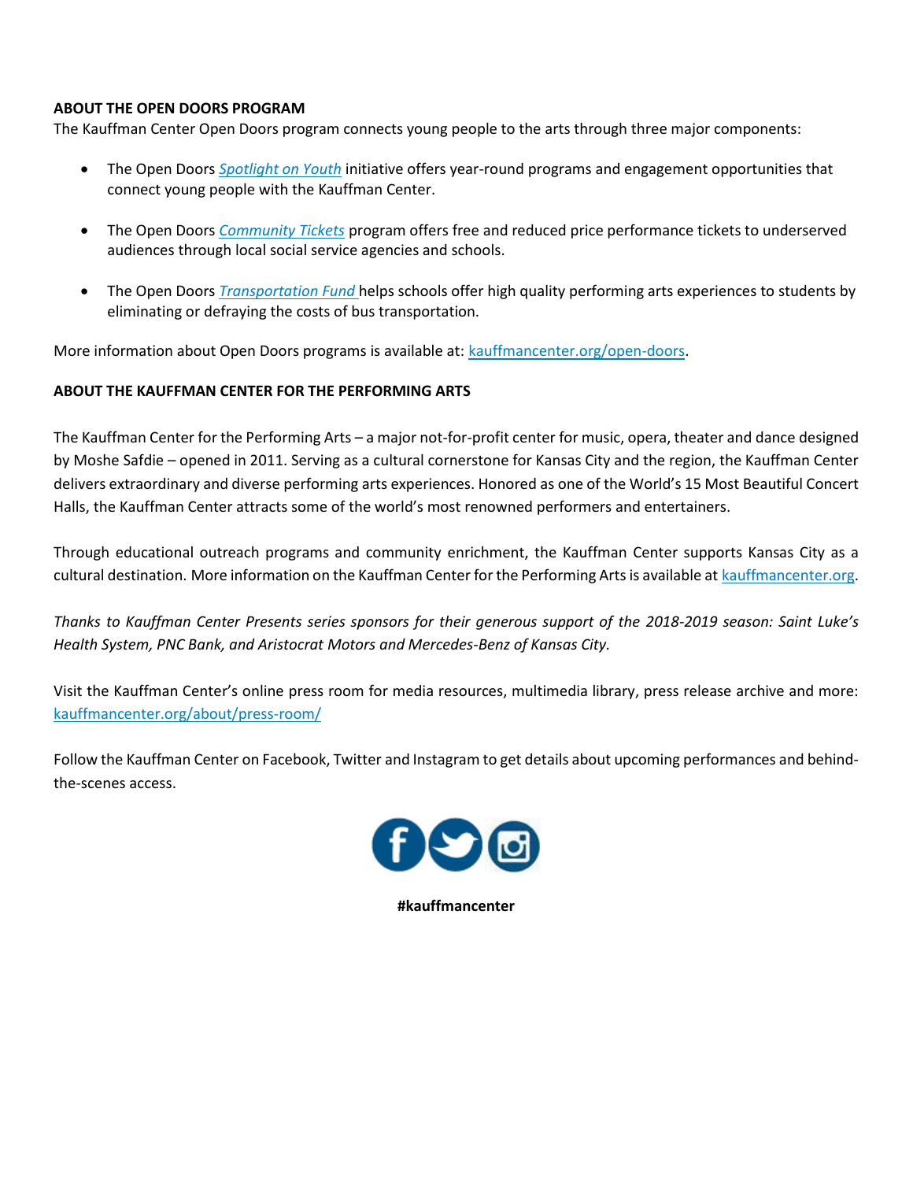**ABOUT THE OPEN DOORS PROGRAM**

The Kauffman Center Open Doors program connects young people to the arts through three major components:

- The Open Doors *Spotlight on Youth* initiative offers year-round programs and engagement opportunities that connect young people with the Kauffman Center.
- The Open Doors *Community Tickets* program offers free and reduced price performance tickets to underserved audiences through local social service agencies and schools.
- The Open Doors *Transportation Fund* helps schools offer high quality performing arts experiences to students by eliminating or defraying the costs of bus transportation.

More information about Open Doors programs is available at: kauffmancenter.org/open-doors.

**ABOUT THE KAUFFMAN CENTER FOR THE PERFORMING ARTS**

The Kauffman Center for the Performing Arts – a major not-for-profit center for music, opera, theater and dance designed by Moshe Safdie – opened in 2011. Serving as a cultural cornerstone for Kansas City and the region, the Kauffman Center delivers extraordinary and diverse performing arts experiences. Honored as one of the World's 15 Most Beautiful Concert Halls, the Kauffman Center attracts some of the world's most renowned performers and entertainers.

Through educational outreach programs and community enrichment, the Kauffman Center supports Kansas City as a cultural destination. More information on the Kauffman Center for the Performing Arts is available at kauffmancenter.org.

*Thanks to Kauffman Center Presents series sponsors for their generous support of the 2018-2019 season: Saint Luke's Health System, PNC Bank, and Aristocrat Motors and Mercedes-Benz of Kansas City.*

Visit the Kauffman Center's online press room for media resources, multimedia library, press release archive and more: kauffmancenter.org/about/press-room/

Follow the Kauffman Center on Facebook, Twitter and Instagram to get details about upcoming performances and behind-the-scenes access.

**#kauffmancenter**